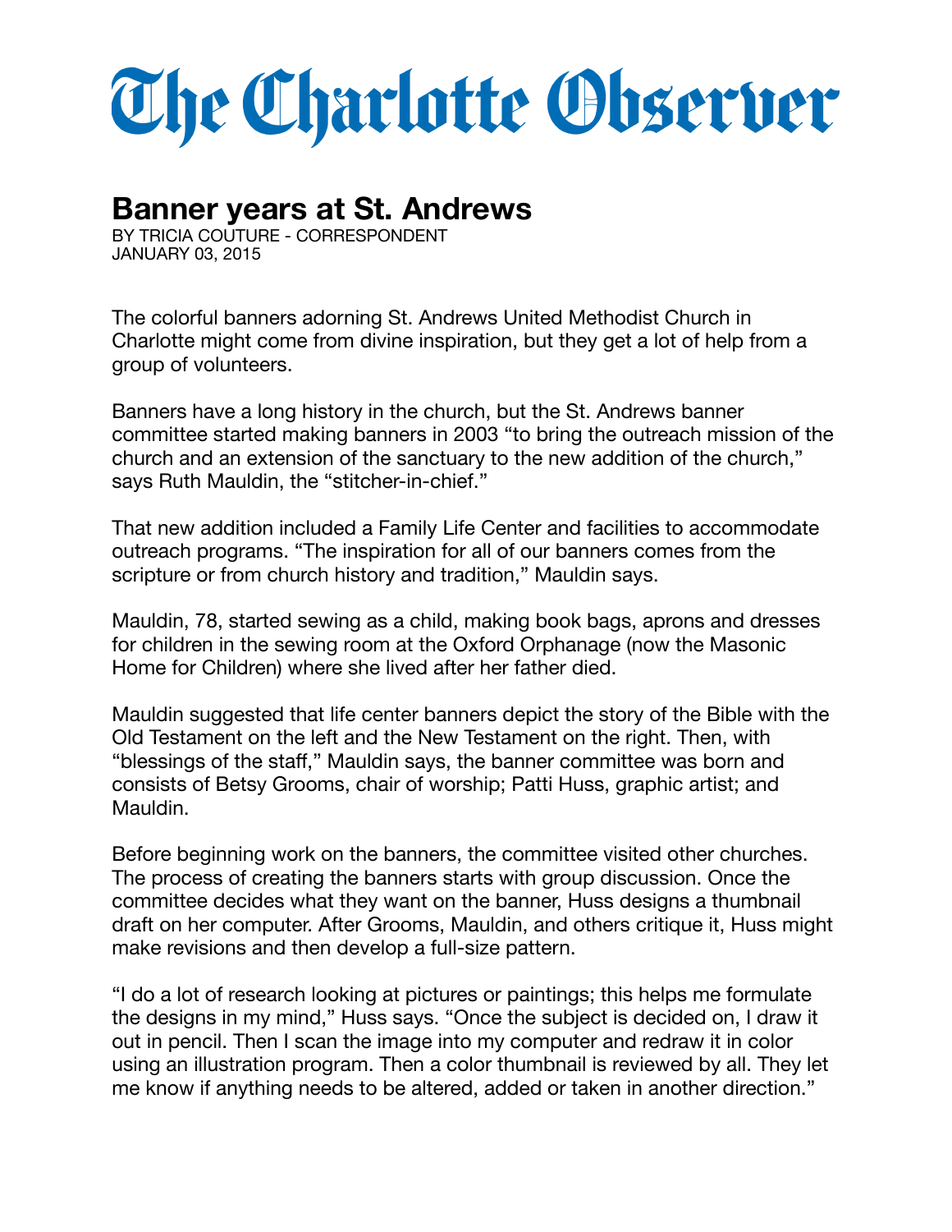# The Charlotte Observer

## Banner years at St. Andrews

BY TRICIA COUTURE - CORRESPONDENT
JANUARY 03, 2015

The colorful banners adorning St. Andrews United Methodist Church in Charlotte might come from divine inspiration, but they get a lot of help from a group of volunteers.

Banners have a long history in the church, but the St. Andrews banner committee started making banners in 2003 "to bring the outreach mission of the church and an extension of the sanctuary to the new addition of the church," says Ruth Mauldin, the "stitcher-in-chief."

That new addition included a Family Life Center and facilities to accommodate outreach programs. "The inspiration for all of our banners comes from the scripture or from church history and tradition," Mauldin says.

Mauldin, 78, started sewing as a child, making book bags, aprons and dresses for children in the sewing room at the Oxford Orphanage (now the Masonic Home for Children) where she lived after her father died.

Mauldin suggested that life center banners depict the story of the Bible with the Old Testament on the left and the New Testament on the right. Then, with "blessings of the staff," Mauldin says, the banner committee was born and consists of Betsy Grooms, chair of worship; Patti Huss, graphic artist; and Mauldin.

Before beginning work on the banners, the committee visited other churches. The process of creating the banners starts with group discussion. Once the committee decides what they want on the banner, Huss designs a thumbnail draft on her computer. After Grooms, Mauldin, and others critique it, Huss might make revisions and then develop a full-size pattern.

"I do a lot of research looking at pictures or paintings; this helps me formulate the designs in my mind," Huss says. "Once the subject is decided on, I draw it out in pencil. Then I scan the image into my computer and redraw it in color using an illustration program. Then a color thumbnail is reviewed by all. They let me know if anything needs to be altered, added or taken in another direction."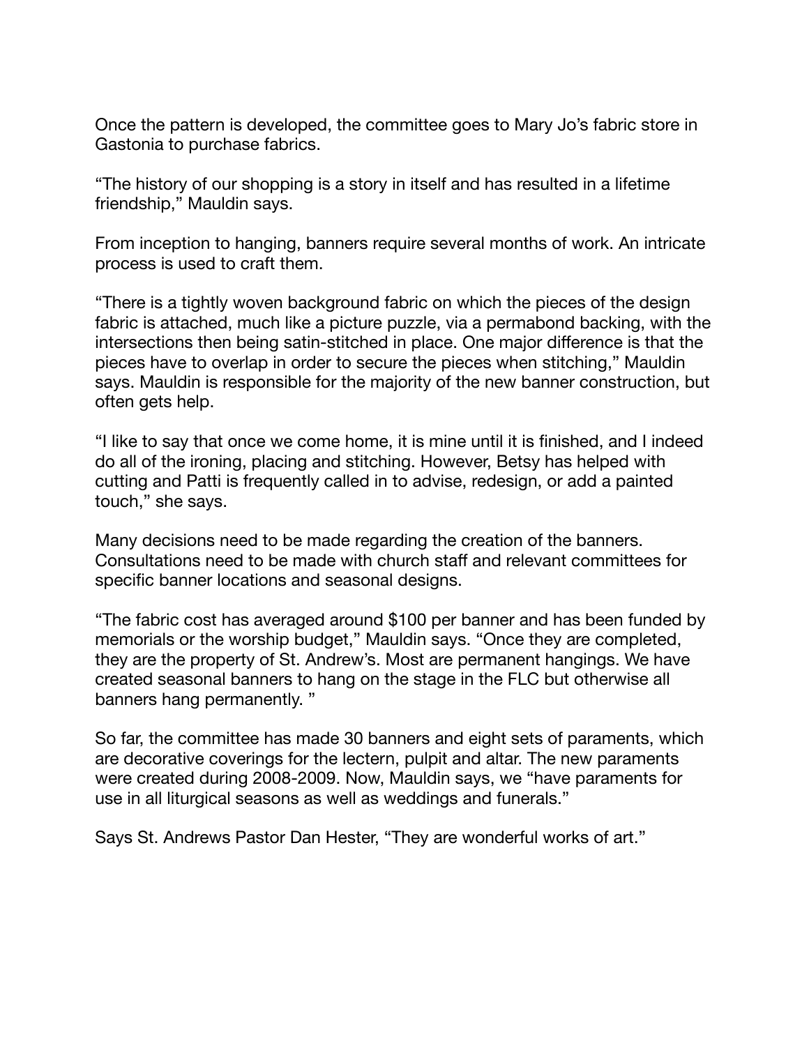Once the pattern is developed, the committee goes to Mary Jo's fabric store in Gastonia to purchase fabrics.

"The history of our shopping is a story in itself and has resulted in a lifetime friendship," Mauldin says.

From inception to hanging, banners require several months of work. An intricate process is used to craft them.

"There is a tightly woven background fabric on which the pieces of the design fabric is attached, much like a picture puzzle, via a permabond backing, with the intersections then being satin-stitched in place. One major difference is that the pieces have to overlap in order to secure the pieces when stitching," Mauldin says. Mauldin is responsible for the majority of the new banner construction, but often gets help.

"I like to say that once we come home, it is mine until it is finished, and I indeed do all of the ironing, placing and stitching. However, Betsy has helped with cutting and Patti is frequently called in to advise, redesign, or add a painted touch," she says.

Many decisions need to be made regarding the creation of the banners. Consultations need to be made with church staff and relevant committees for specific banner locations and seasonal designs.

"The fabric cost has averaged around $100 per banner and has been funded by memorials or the worship budget," Mauldin says. "Once they are completed, they are the property of St. Andrew's. Most are permanent hangings. We have created seasonal banners to hang on the stage in the FLC but otherwise all banners hang permanently. "

So far, the committee has made 30 banners and eight sets of paraments, which are decorative coverings for the lectern, pulpit and altar. The new paraments were created during 2008-2009. Now, Mauldin says, we "have paraments for use in all liturgical seasons as well as weddings and funerals."

Says St. Andrews Pastor Dan Hester, "They are wonderful works of art."